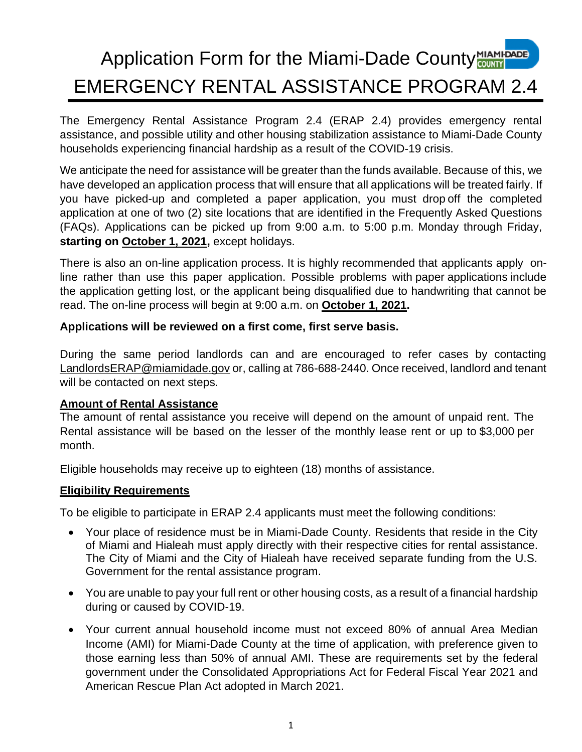# Application Form for the Miami-Dade County EMERGENCY RENTAL ASSISTANCE PROGRAM 2.4

The Emergency Rental Assistance Program 2.4 (ERAP 2.4) provides emergency rental assistance, and possible utility and other housing stabilization assistance to Miami-Dade County households experiencing financial hardship as a result of the COVID-19 crisis.

We anticipate the need for assistance will be greater than the funds available. Because of this, we have developed an application process that will ensure that all applications will be treated fairly. If you have picked-up and completed a paper application, you must drop off the completed application at one of two (2) site locations that are identified in the Frequently Asked Questions (FAQs). Applications can be picked up from 9:00 a.m. to 5:00 p.m. Monday through Friday, **starting on October 1, 2021,** except holidays.

There is also an on-line application process. It is highly recommended that applicants apply on-line rather than use this paper application. Possible problems with paper applications include the application getting lost, or the applicant being disqualified due to handwriting that cannot be read. The on-line process will begin at 9:00 a.m. on **October 1, 2021.**

**Applications will be reviewed on a first come, first serve basis.**

During the same period landlords can and are encouraged to refer cases by contacting LandlordsERAP@miamidade.gov or, calling at 786-688-2440. Once received, landlord and tenant will be contacted on next steps.

**Amount of Rental Assistance**

The amount of rental assistance you receive will depend on the amount of unpaid rent. The Rental assistance will be based on the lesser of the monthly lease rent or up to $3,000 per month.

Eligible households may receive up to eighteen (18) months of assistance.

**Eligibility Requirements**

To be eligible to participate in ERAP 2.4 applicants must meet the following conditions:

- Your place of residence must be in Miami-Dade County. Residents that reside in the City of Miami and Hialeah must apply directly with their respective cities for rental assistance. The City of Miami and the City of Hialeah have received separate funding from the U.S. Government for the rental assistance program.
- You are unable to pay your full rent or other housing costs, as a result of a financial hardship during or caused by COVID-19.
- Your current annual household income must not exceed 80% of annual Area Median Income (AMI) for Miami-Dade County at the time of application, with preference given to those earning less than 50% of annual AMI. These are requirements set by the federal government under the Consolidated Appropriations Act for Federal Fiscal Year 2021 and American Rescue Plan Act adopted in March 2021.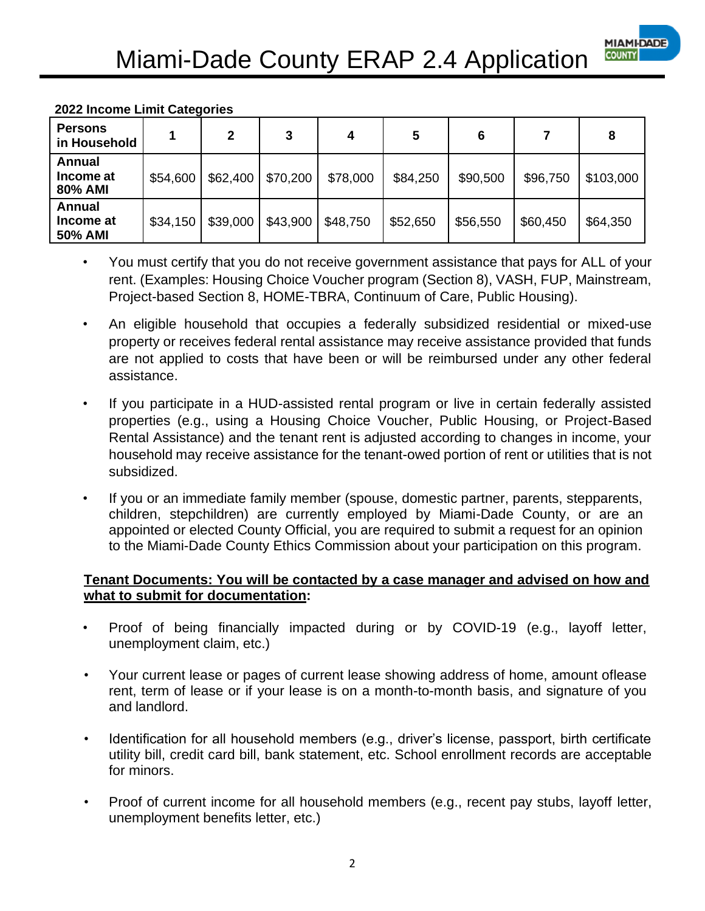**2022 Income Limit Categories**

| Persons in Household | 1 | 2 | 3 | 4 | 5 | 6 | 7 | 8 |
|---|---|---|---|---|---|---|---|---|
| Annual Income at 80% AMI | $54,600 | $62,400 | $70,200 | $78,000 | $84,250 | $90,500 | $96,750 | $103,000 |
| Annual Income at 50% AMI | $34,150 | $39,000 | $43,900 | $48,750 | $52,650 | $56,550 | $60,450 | $64,350 |

- You must certify that you do not receive government assistance that pays for ALL of your rent. (Examples: Housing Choice Voucher program (Section 8), VASH, FUP, Mainstream, Project-based Section 8, HOME-TBRA, Continuum of Care, Public Housing).
- An eligible household that occupies a federally subsidized residential or mixed-use property or receives federal rental assistance may receive assistance provided that funds are not applied to costs that have been or will be reimbursed under any other federal assistance.
- If you participate in a HUD-assisted rental program or live in certain federally assisted properties (e.g., using a Housing Choice Voucher, Public Housing, or Project-Based Rental Assistance) and the tenant rent is adjusted according to changes in income, your household may receive assistance for the tenant-owed portion of rent or utilities that is not subsidized.
- If you or an immediate family member (spouse, domestic partner, parents, stepparents, children, stepchildren) are currently employed by Miami-Dade County, or are an appointed or elected County Official, you are required to submit a request for an opinion to the Miami-Dade County Ethics Commission about your participation on this program.

**<u>Tenant Documents: You will be contacted by a case manager and advised on how and what to submit for documentation</u>:**

- Proof of being financially impacted during or by COVID-19 (e.g., layoff letter, unemployment claim, etc.)
- Your current lease or pages of current lease showing address of home, amount oflease rent, term of lease or if your lease is on a month-to-month basis, and signature of you and landlord.
- Identification for all household members (e.g., driver's license, passport, birth certificate utility bill, credit card bill, bank statement, etc. School enrollment records are acceptable for minors.
- Proof of current income for all household members (e.g., recent pay stubs, layoff letter, unemployment benefits letter, etc.)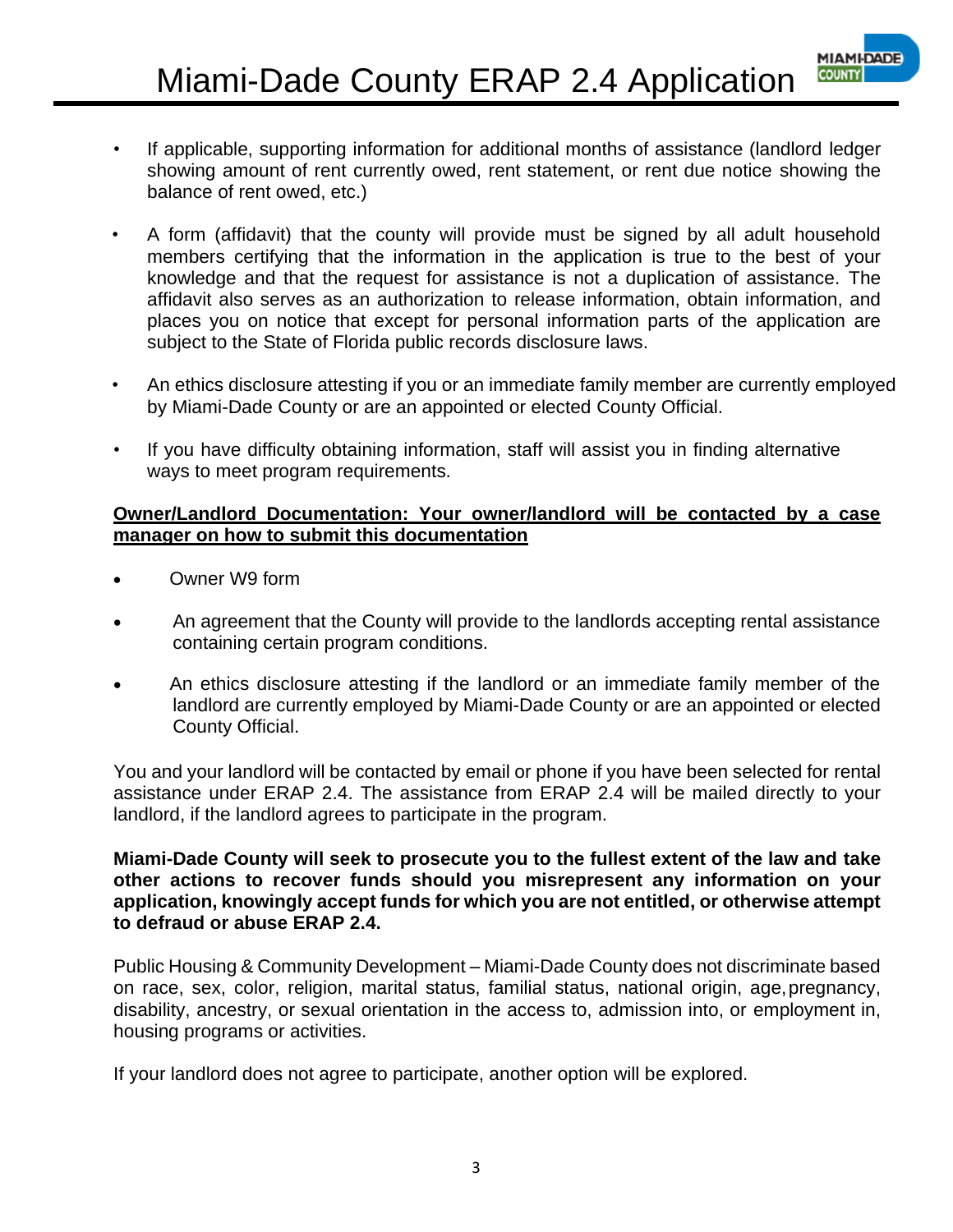- If applicable, supporting information for additional months of assistance (landlord ledger showing amount of rent currently owed, rent statement, or rent due notice showing the balance of rent owed, etc.)

- A form (affidavit) that the county will provide must be signed by all adult household members certifying that the information in the application is true to the best of your knowledge and that the request for assistance is not a duplication of assistance. The affidavit also serves as an authorization to release information, obtain information, and places you on notice that except for personal information parts of the application are subject to the State of Florida public records disclosure laws.

- An ethics disclosure attesting if you or an immediate family member are currently employed by Miami-Dade County or are an appointed or elected County Official.

- If you have difficulty obtaining information, staff will assist you in finding alternative ways to meet program requirements.

**<u>Owner/Landlord Documentation: Your owner/landlord will be contacted by a case manager on how to submit this documentation</u>**

- Owner W9 form

- An agreement that the County will provide to the landlords accepting rental assistance containing certain program conditions.

- An ethics disclosure attesting if the landlord or an immediate family member of the landlord are currently employed by Miami-Dade County or are an appointed or elected County Official.

You and your landlord will be contacted by email or phone if you have been selected for rental assistance under ERAP 2.4. The assistance from ERAP 2.4 will be mailed directly to your landlord, if the landlord agrees to participate in the program.

**Miami-Dade County will seek to prosecute you to the fullest extent of the law and take other actions to recover funds should you misrepresent any information on your application, knowingly accept funds for which you are not entitled, or otherwise attempt to defraud or abuse ERAP 2.4.**

Public Housing & Community Development – Miami-Dade County does not discriminate based on race, sex, color, religion, marital status, familial status, national origin, age, pregnancy, disability, ancestry, or sexual orientation in the access to, admission into, or employment in, housing programs or activities.

If your landlord does not agree to participate, another option will be explored.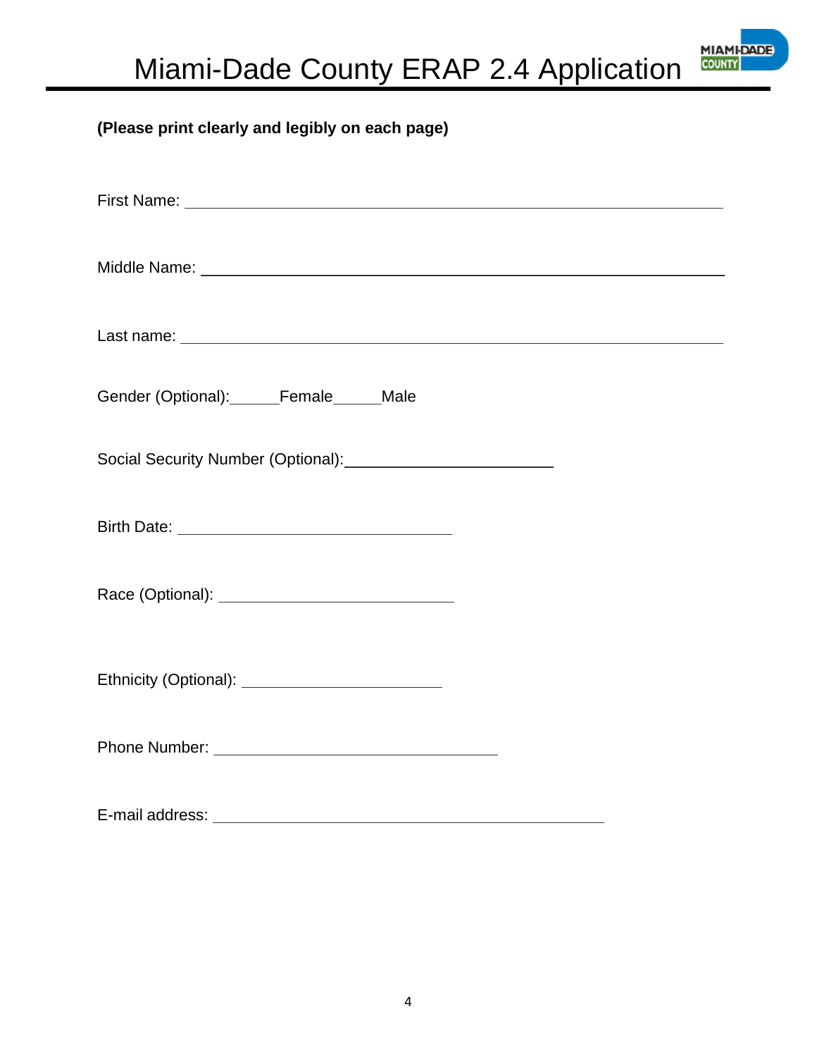# Miami-Dade County ERAP 2.4 Application

**(Please print clearly and legibly on each page)**

First Name: ______________________________________________

Middle Name: ______________________________________________

Last name: ______________________________________________

Gender (Optional):\_\_\_\_\_\_Female\_\_\_\_\_\_Male

Social Security Number (Optional):________________________

Birth Date: ____________________________

Race (Optional): ________________________

Ethnicity (Optional): ____________________

Phone Number: ____________________________

E-mail address: ______________________________________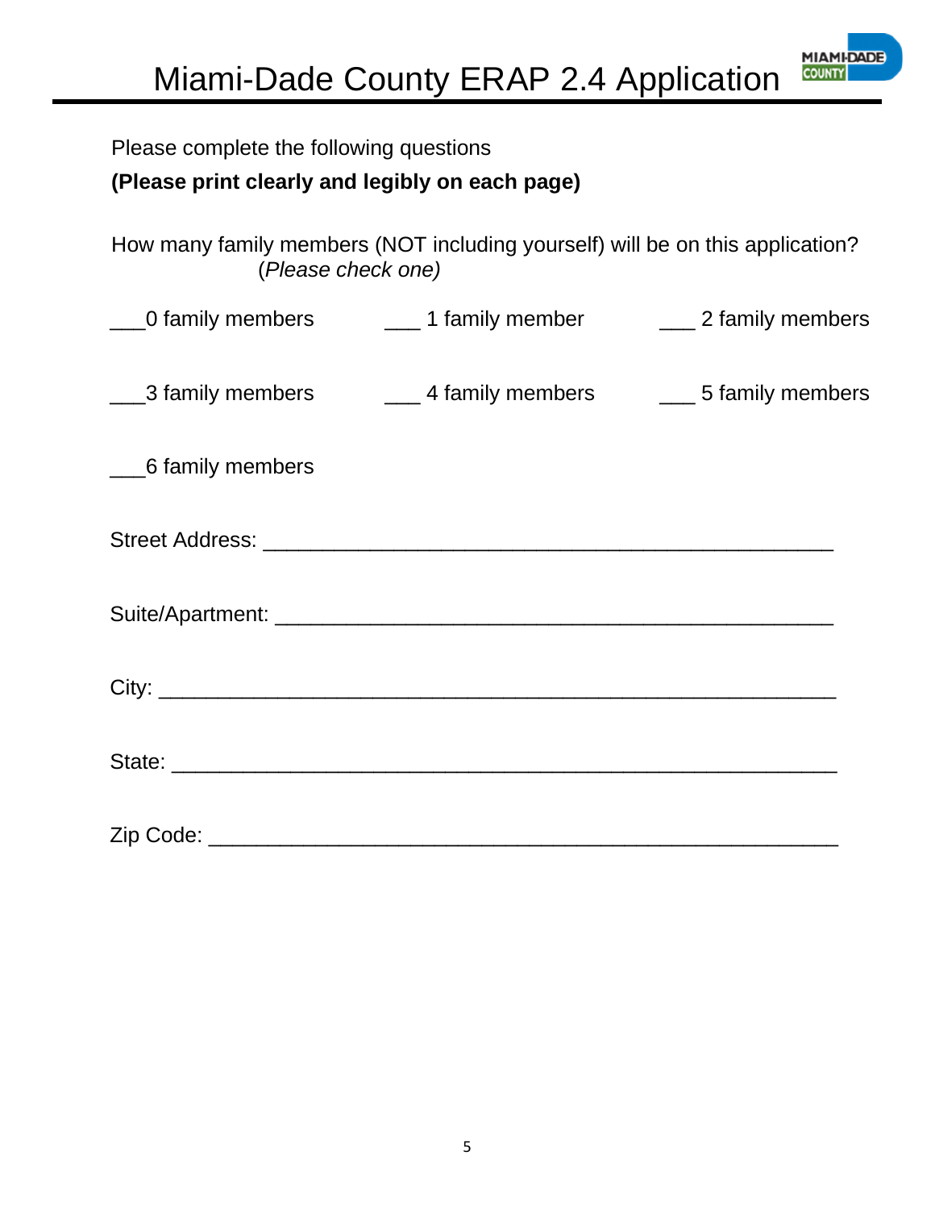# Miami-Dade County ERAP 2.4 Application

Please complete the following questions

**(Please print clearly and legibly on each page)**

How many family members (NOT including yourself) will be on this application?
(*Please check one)*

___0 family members ___ 1 family member ___ 2 family members

___3 family members ___ 4 family members ___ 5 family members

___6 family members

Street Address: _______________________________________________

Suite/Apartment: _______________________________________________

City: _______________________________________________________

State: ______________________________________________________

Zip Code: ___________________________________________________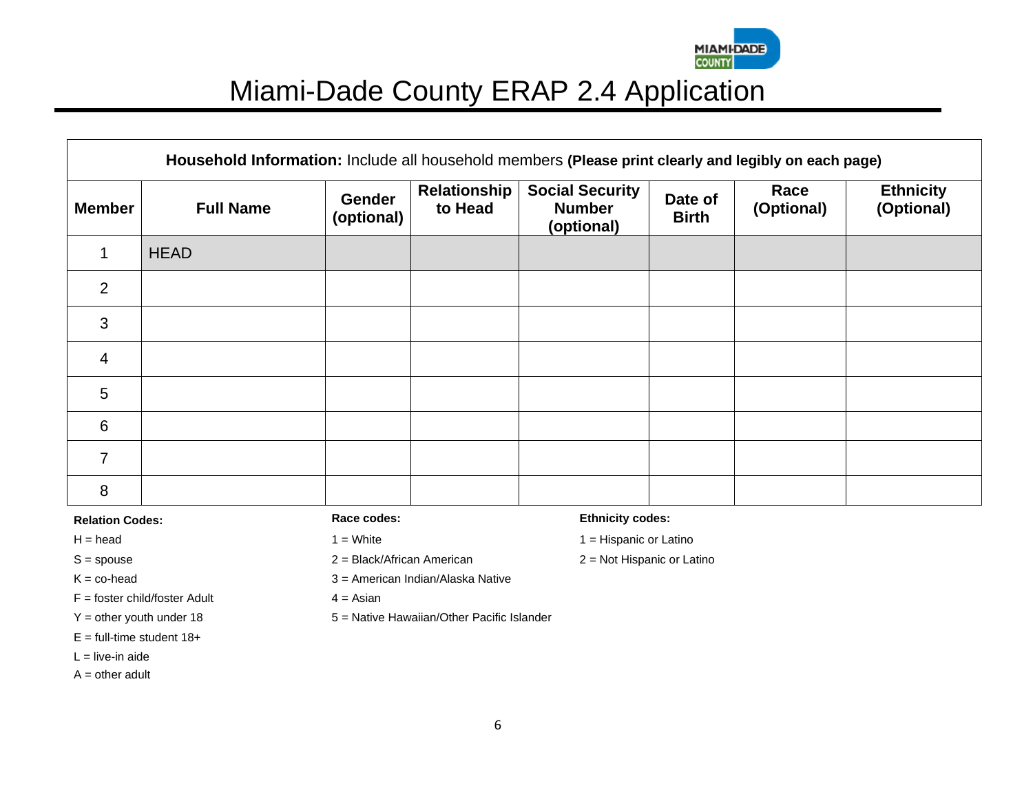# Miami-Dade County ERAP 2.4 Application

| **Household Information:** Include all household members **(Please print clearly and legibly on each page)** | | | | | | | |
|---|---|---|---|---|---|---|---|
| **Member** | **Full Name** | **Gender (optional)** | **Relationship to Head** | **Social Security Number (optional)** | **Date of Birth** | **Race (Optional)** | **Ethnicity (Optional)** |
| 1 | HEAD | | | | | | |
| 2 | | | | | | | |
| 3 | | | | | | | |
| 4 | | | | | | | |
| 5 | | | | | | | |
| 6 | | | | | | | |
| 7 | | | | | | | |
| 8 | | | | | | | |

**Relation Codes:**

H = head

S = spouse

K = co-head

F = foster child/foster Adult

Y = other youth under 18

E = full-time student 18+

L = live-in aide

A = other adult

**Race codes:**

1 = White

2 = Black/African American

3 = American Indian/Alaska Native

4 = Asian

5 = Native Hawaiian/Other Pacific Islander

**Ethnicity codes:**

1 = Hispanic or Latino

2 = Not Hispanic or Latino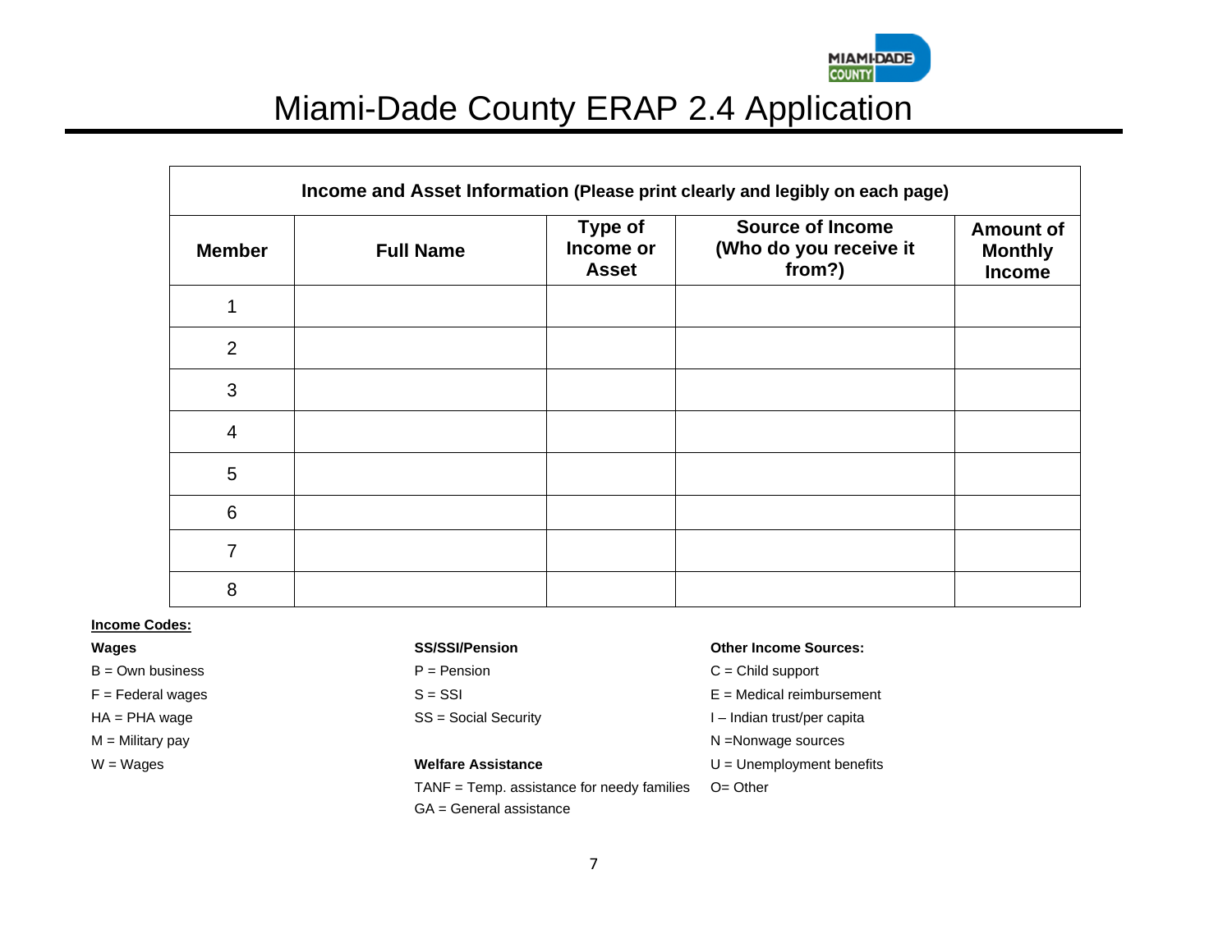# Miami-Dade County ERAP 2.4 Application

| Income and Asset Information (Please print clearly and legibly on each page) | | | | |
|---|---|---|---|---|
| **Member** | **Full Name** | **Type of Income or Asset** | **Source of Income (Who do you receive it from?)** | **Amount of Monthly Income** |
| 1 | | | | |
| 2 | | | | |
| 3 | | | | |
| 4 | | | | |
| 5 | | | | |
| 6 | | | | |
| 7 | | | | |
| 8 | | | | |

**Income Codes:**

**Wages**

B = Own business

F = Federal wages

HA = PHA wage

M = Military pay

W = Wages

**SS/SSI/Pension**

P = Pension

S = SSI

SS = Social Security

**Welfare Assistance**

TANF = Temp. assistance for needy families

GA = General assistance

**Other Income Sources:**

C = Child support

E = Medical reimbursement

I – Indian trust/per capita

N =Nonwage sources

U = Unemployment benefits

O= Other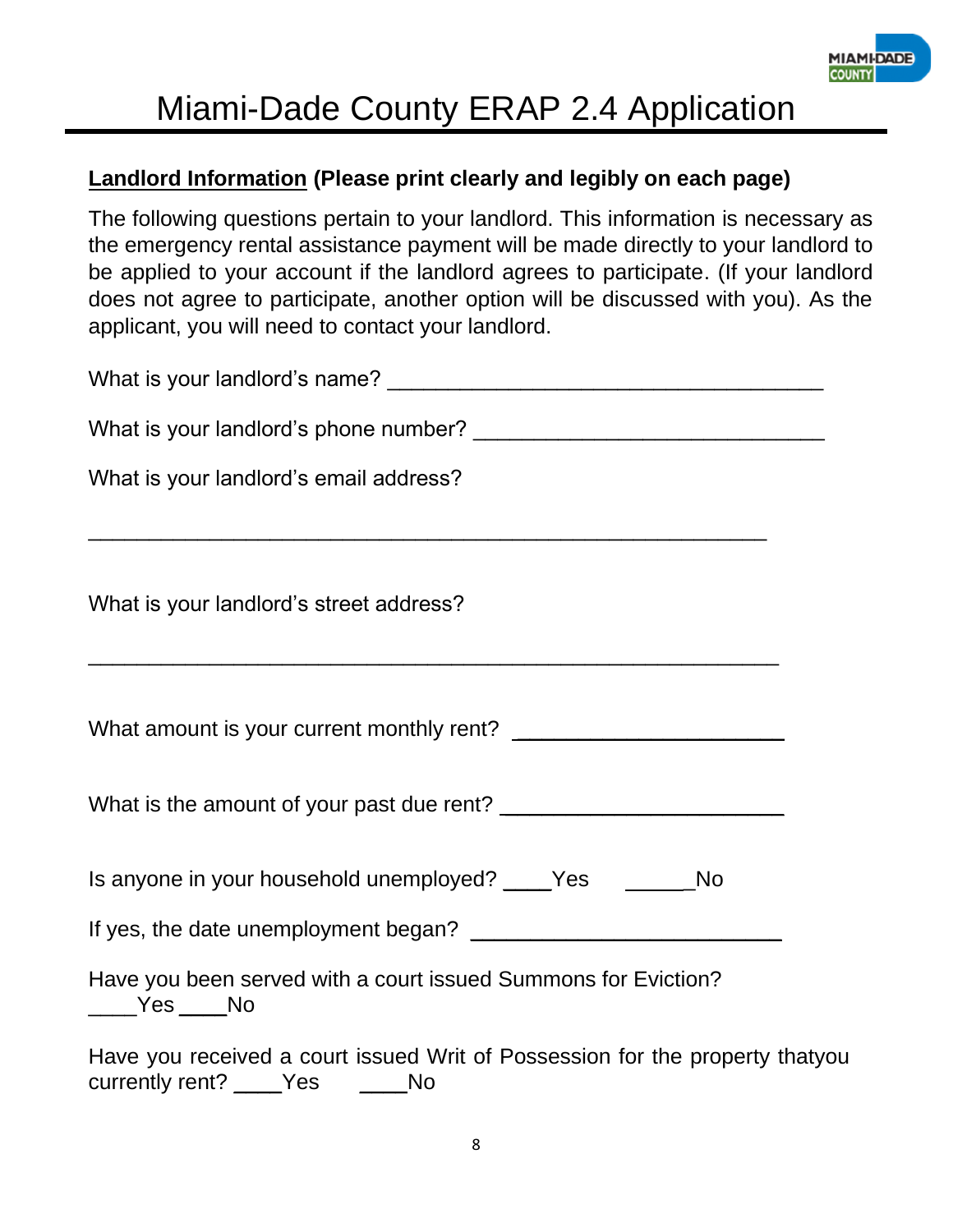# Miami-Dade County ERAP 2.4 Application

**Landlord Information (Please print clearly and legibly on each page)**

The following questions pertain to your landlord. This information is necessary as the emergency rental assistance payment will be made directly to your landlord to be applied to your account if the landlord agrees to participate. (If your landlord does not agree to participate, another option will be discussed with you). As the applicant, you will need to contact your landlord.

What is your landlord's name? ___________________________________

What is your landlord's phone number? ____________________________

What is your landlord's email address?

______________________________________________________

What is your landlord's street address?

______________________________________________________

What amount is your current monthly rent? ______________________

What is the amount of your past due rent? ______________________

Is anyone in your household unemployed? ____Yes ______No

If yes, the date unemployment began? ________________________

Have you been served with a court issued Summons for Eviction? ____Yes ____No

Have you received a court issued Writ of Possession for the property thatyou currently rent? ____Yes ____No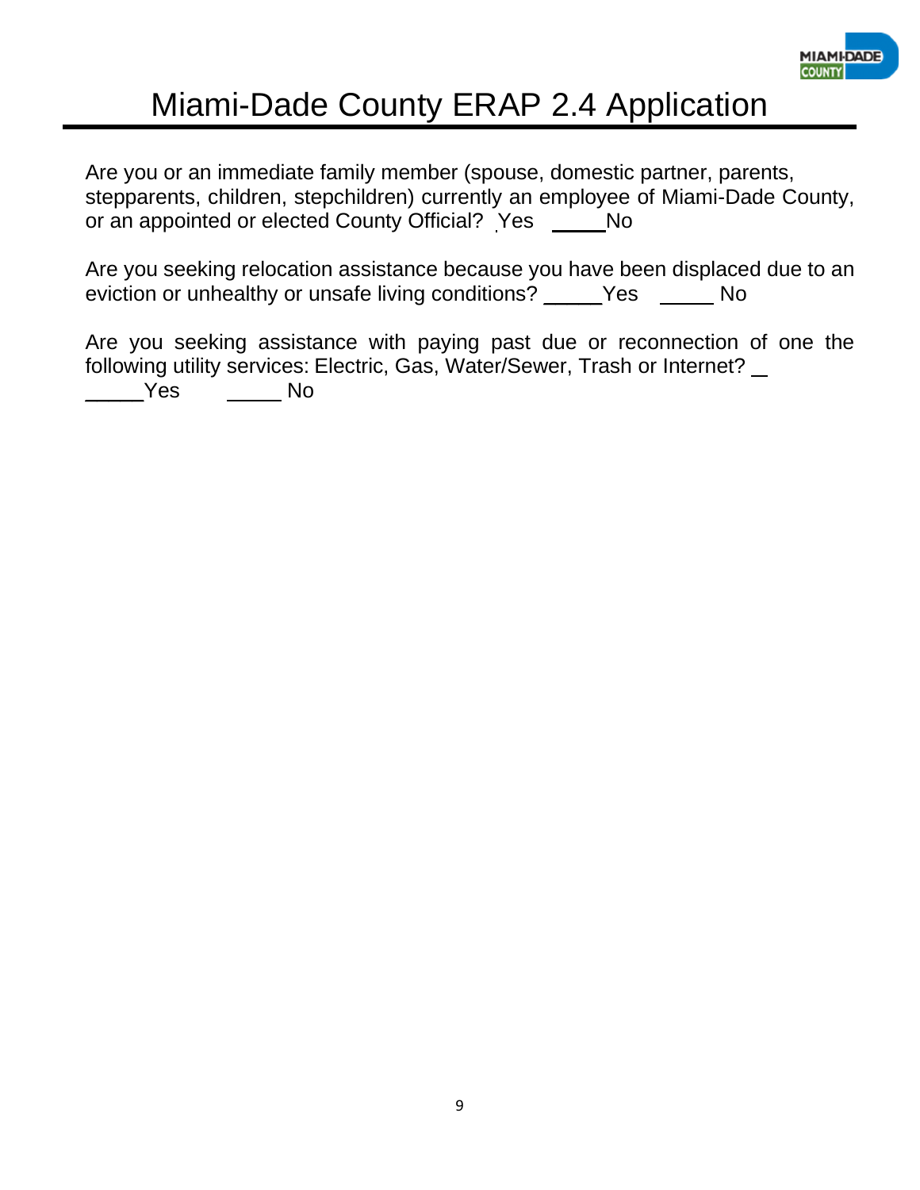# Miami-Dade County ERAP 2.4 Application

Are you or an immediate family member (spouse, domestic partner, parents, stepparents, children, stepchildren) currently an employee of Miami-Dade County, or an appointed or elected County Official? Yes _____No

Are you seeking relocation assistance because you have been displaced due to an eviction or unhealthy or unsafe living conditions? _____Yes _____ No

Are you seeking assistance with paying past due or reconnection of one the following utility services: Electric, Gas, Water/Sewer, Trash or Internet? _ _____Yes _____ No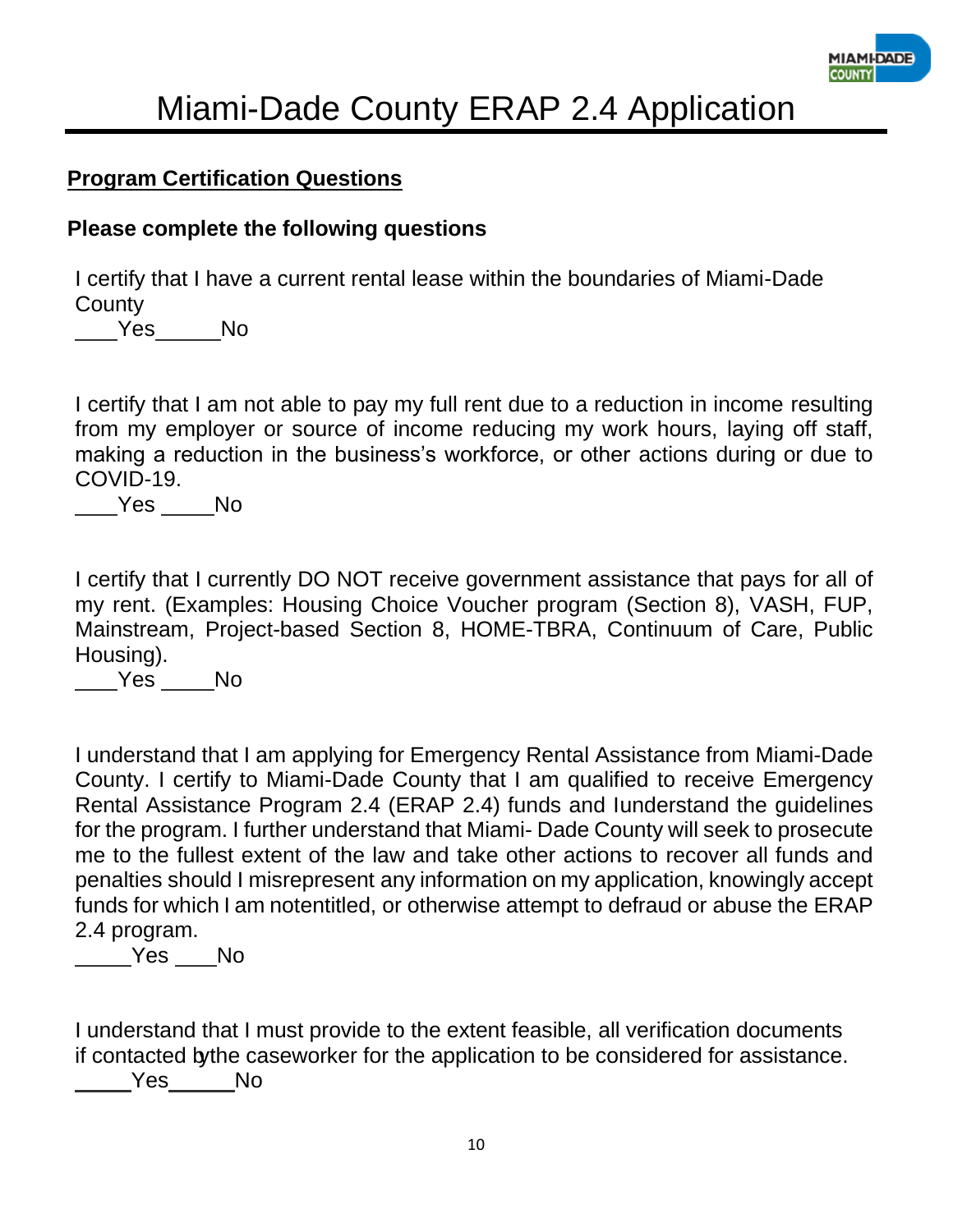# Miami-Dade County ERAP 2.4 Application

**Program Certification Questions**

**Please complete the following questions**

I certify that I have a current rental lease within the boundaries of Miami-Dade County

\_\_\_\_Yes\_\_\_\_\_\_No

I certify that I am not able to pay my full rent due to a reduction in income resulting from my employer or source of income reducing my work hours, laying off staff, making a reduction in the business's workforce, or other actions during or due to COVID-19.

\_\_\_\_Yes \_\_\_\_\_No

I certify that I currently DO NOT receive government assistance that pays for all of my rent. (Examples: Housing Choice Voucher program (Section 8), VASH, FUP, Mainstream, Project-based Section 8, HOME-TBRA, Continuum of Care, Public Housing).

\_\_\_\_Yes \_\_\_\_\_No

I understand that I am applying for Emergency Rental Assistance from Miami-Dade County. I certify to Miami-Dade County that I am qualified to receive Emergency Rental Assistance Program 2.4 (ERAP 2.4) funds and Iunderstand the guidelines for the program. I further understand that Miami- Dade County will seek to prosecute me to the fullest extent of the law and take other actions to recover all funds and penalties should I misrepresent any information on my application, knowingly accept funds for which I am notentitled, or otherwise attempt to defraud or abuse the ERAP 2.4 program.

\_\_\_\_\_\_Yes \_\_\_\_No

I understand that I must provide to the extent feasible, all verification documents if contacted bythe caseworker for the application to be considered for assistance.

\_\_\_\_\_\_Yes\_\_\_\_\_\_\_No